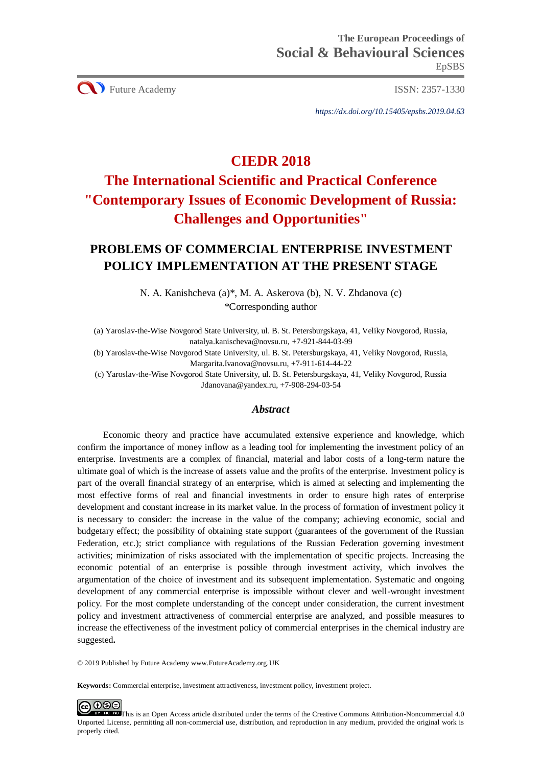The European Proceedings of
Social & Behavioural Sciences
EpSBS

Future Academy ISSN: 2357-1330

*https://dx.doi.org/10.15405/epsbs.2019.04.63*

# CIEDR 2018
# The International Scientific and Practical Conference "Contemporary Issues of Economic Development of Russia: Challenges and Opportunities"

## PROBLEMS OF COMMERCIAL ENTERPRISE INVESTMENT POLICY IMPLEMENTATION AT THE PRESENT STAGE

N. A. Kanishcheva (a)*, M. A. Askerova (b), N. V. Zhdanova (c)
*Corresponding author

(a) Yaroslav-the-Wise Novgorod State University, ul. B. St. Petersburgskaya, 41, Veliky Novgorod, Russia, natalya.kanischeva@novsu.ru, +7-921-844-03-99

(b) Yaroslav-the-Wise Novgorod State University, ul. B. St. Petersburgskaya, 41, Veliky Novgorod, Russia, Margarita.Ivanova@novsu.ru, +7-911-614-44-22

(c) Yaroslav-the-Wise Novgorod State University, ul. B. St. Petersburgskaya, 41, Veliky Novgorod, Russia Jdanovana@yandex.ru, +7-908-294-03-54

### *Abstract*

Economic theory and practice have accumulated extensive experience and knowledge, which confirm the importance of money inflow as a leading tool for implementing the investment policy of an enterprise. Investments are a complex of financial, material and labor costs of a long-term nature the ultimate goal of which is the increase of assets value and the profits of the enterprise. Investment policy is part of the overall financial strategy of an enterprise, which is aimed at selecting and implementing the most effective forms of real and financial investments in order to ensure high rates of enterprise development and constant increase in its market value. In the process of formation of investment policy it is necessary to consider: the increase in the value of the company; achieving economic, social and budgetary effect; the possibility of obtaining state support (guarantees of the government of the Russian Federation, etc.); strict compliance with regulations of the Russian Federation governing investment activities; minimization of risks associated with the implementation of specific projects. Increasing the economic potential of an enterprise is possible through investment activity, which involves the argumentation of the choice of investment and its subsequent implementation. Systematic and ongoing development of any commercial enterprise is impossible without clever and well-wrought investment policy. For the most complete understanding of the concept under consideration, the current investment policy and investment attractiveness of commercial enterprise are analyzed, and possible measures to increase the effectiveness of the investment policy of commercial enterprises in the chemical industry are suggested**.**

© 2019 Published by Future Academy www.FutureAcademy.org.UK

**Keywords:** Commercial enterprise, investment attractiveness, investment policy, investment project.

This is an Open Access article distributed under the terms of the Creative Commons Attribution-Noncommercial 4.0 Unported License, permitting all non-commercial use, distribution, and reproduction in any medium, provided the original work is properly cited.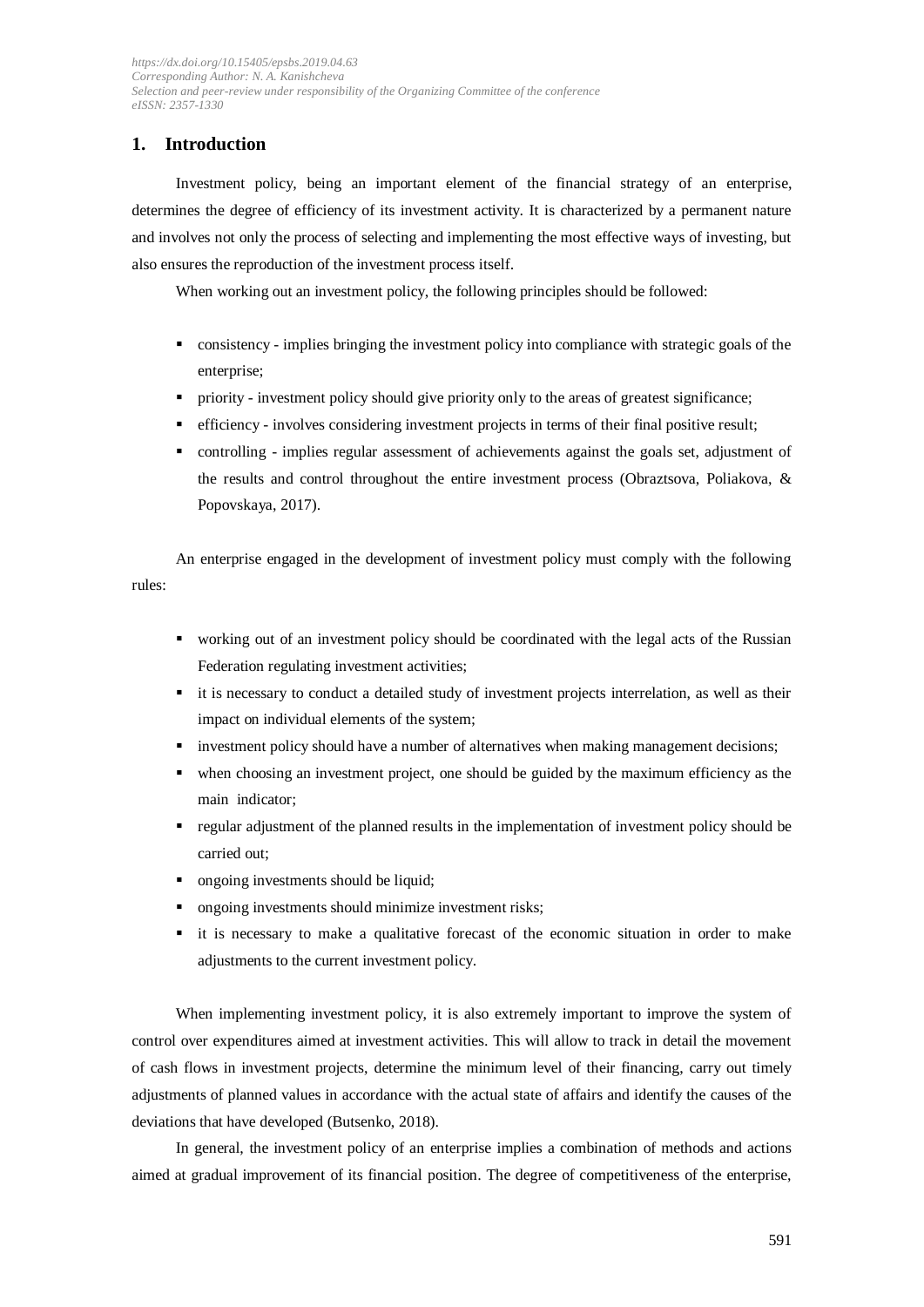## 1. Introduction

Investment policy, being an important element of the financial strategy of an enterprise, determines the degree of efficiency of its investment activity. It is characterized by a permanent nature and involves not only the process of selecting and implementing the most effective ways of investing, but also ensures the reproduction of the investment process itself.

When working out an investment policy, the following principles should be followed:

- consistency - implies bringing the investment policy into compliance with strategic goals of the enterprise;
- priority - investment policy should give priority only to the areas of greatest significance;
- efficiency - involves considering investment projects in terms of their final positive result;
- controlling - implies regular assessment of achievements against the goals set, adjustment of the results and control throughout the entire investment process (Obraztsova, Poliakova, & Popovskaya, 2017).

An enterprise engaged in the development of investment policy must comply with the following rules:

- working out of an investment policy should be coordinated with the legal acts of the Russian Federation regulating investment activities;
- it is necessary to conduct a detailed study of investment projects interrelation, as well as their impact on individual elements of the system;
- investment policy should have a number of alternatives when making management decisions;
- when choosing an investment project, one should be guided by the maximum efficiency as the main indicator;
- regular adjustment of the planned results in the implementation of investment policy should be carried out;
- ongoing investments should be liquid;
- ongoing investments should minimize investment risks;
- it is necessary to make a qualitative forecast of the economic situation in order to make adjustments to the current investment policy.

When implementing investment policy, it is also extremely important to improve the system of control over expenditures aimed at investment activities. This will allow to track in detail the movement of cash flows in investment projects, determine the minimum level of their financing, carry out timely adjustments of planned values in accordance with the actual state of affairs and identify the causes of the deviations that have developed (Butsenko, 2018).

In general, the investment policy of an enterprise implies a combination of methods and actions aimed at gradual improvement of its financial position. The degree of competitiveness of the enterprise,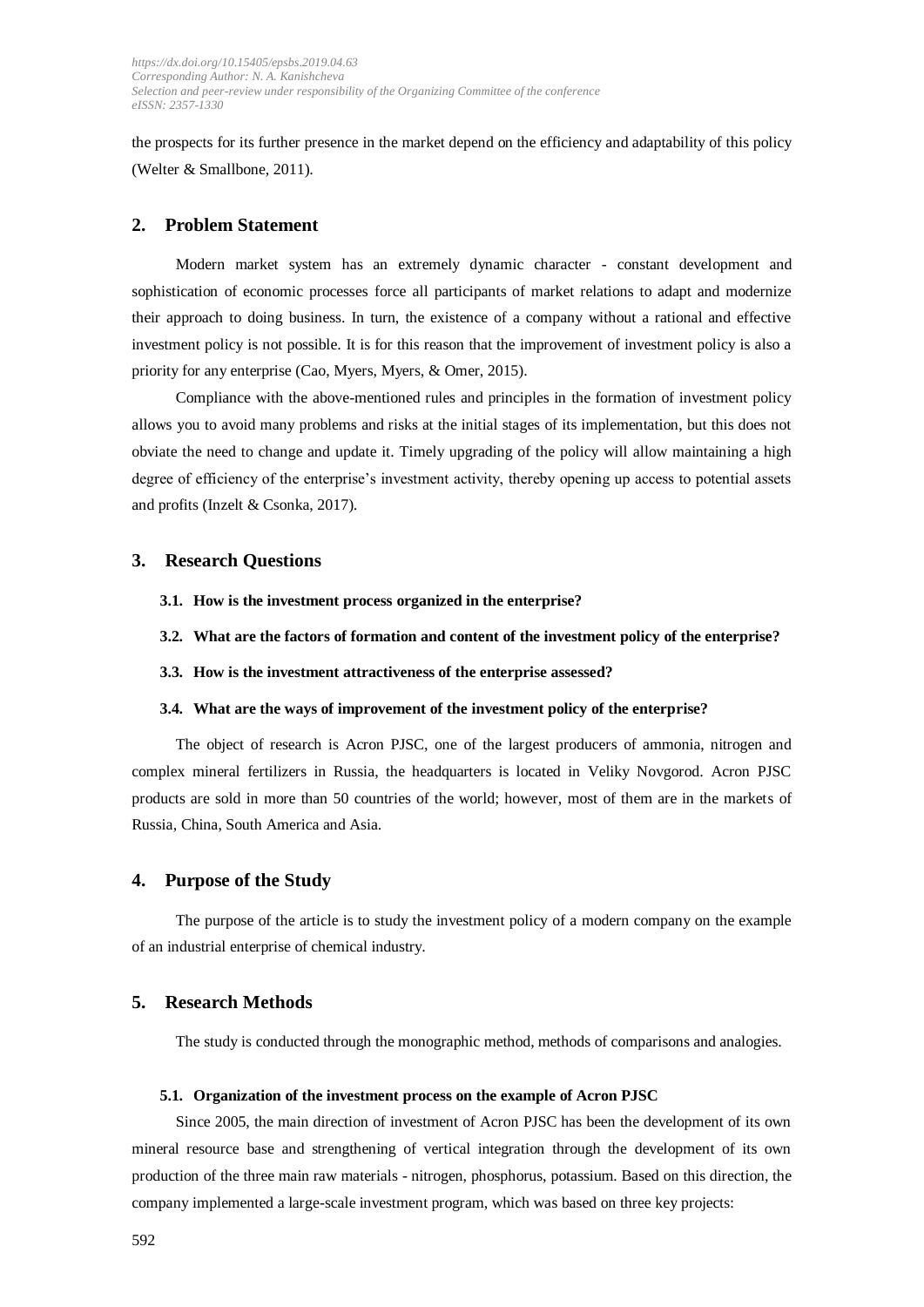the prospects for its further presence in the market depend on the efficiency and adaptability of this policy (Welter & Smallbone, 2011).

## 2. Problem Statement

Modern market system has an extremely dynamic character - constant development and sophistication of economic processes force all participants of market relations to adapt and modernize their approach to doing business. In turn, the existence of a company without a rational and effective investment policy is not possible. It is for this reason that the improvement of investment policy is also a priority for any enterprise (Cao, Myers, Myers, & Omer, 2015).

Compliance with the above-mentioned rules and principles in the formation of investment policy allows you to avoid many problems and risks at the initial stages of its implementation, but this does not obviate the need to change and update it. Timely upgrading of the policy will allow maintaining a high degree of efficiency of the enterprise's investment activity, thereby opening up access to potential assets and profits (Inzelt & Csonka, 2017).

## 3. Research Questions

### 3.1. How is the investment process organized in the enterprise?

### 3.2. What are the factors of formation and content of the investment policy of the enterprise?

### 3.3. How is the investment attractiveness of the enterprise assessed?

### 3.4. What are the ways of improvement of the investment policy of the enterprise?

The object of research is Acron PJSC, one of the largest producers of ammonia, nitrogen and complex mineral fertilizers in Russia, the headquarters is located in Veliky Novgorod. Acron PJSC products are sold in more than 50 countries of the world; however, most of them are in the markets of Russia, China, South America and Asia.

## 4. Purpose of the Study

The purpose of the article is to study the investment policy of a modern company on the example of an industrial enterprise of chemical industry.

## 5. Research Methods

The study is conducted through the monographic method, methods of comparisons and analogies.

### 5.1. Organization of the investment process on the example of Acron PJSC

Since 2005, the main direction of investment of Acron PJSC has been the development of its own mineral resource base and strengthening of vertical integration through the development of its own production of the three main raw materials - nitrogen, phosphorus, potassium. Based on this direction, the company implemented a large-scale investment program, which was based on three key projects: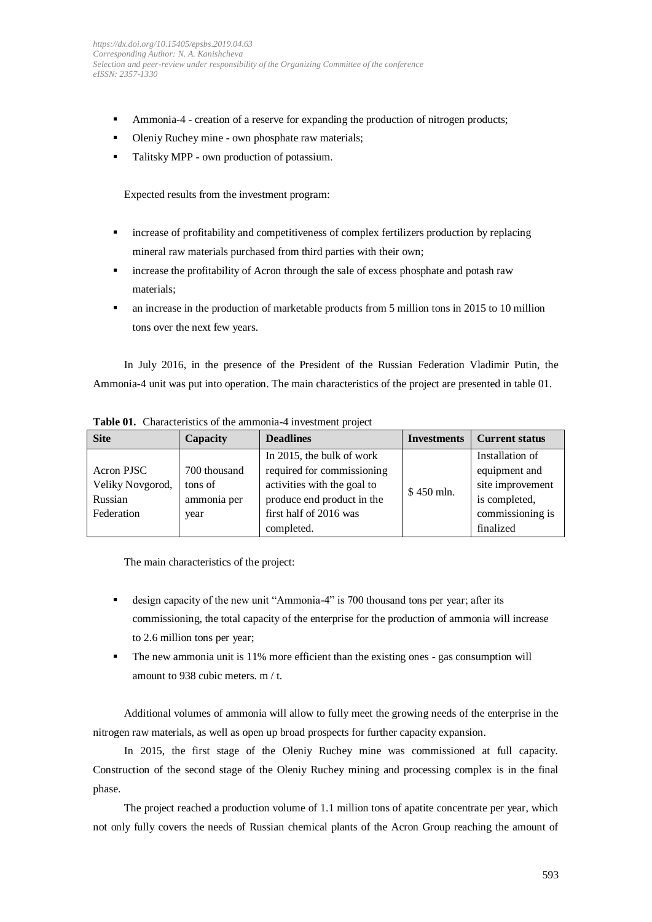- Ammonia-4 - creation of a reserve for expanding the production of nitrogen products;
- Oleniy Ruchey mine - own phosphate raw materials;
- Talitsky MPP - own production of potassium.

Expected results from the investment program:

- increase of profitability and competitiveness of complex fertilizers production by replacing mineral raw materials purchased from third parties with their own;
- increase the profitability of Acron through the sale of excess phosphate and potash raw materials;
- an increase in the production of marketable products from 5 million tons in 2015 to 10 million tons over the next few years.

In July 2016, in the presence of the President of the Russian Federation Vladimir Putin, the Ammonia-4 unit was put into operation. The main characteristics of the project are presented in table 01.

**Table 01.** Characteristics of the ammonia-4 investment project

| Site | Capacity | Deadlines | Investments | Current status |
|---|---|---|---|---|
| Acron PJSC Veliky Novgorod, Russian Federation | 700 thousand tons of ammonia per year | In 2015, the bulk of work required for commissioning activities with the goal to produce end product in the first half of 2016 was completed. | $ 450 mln. | Installation of equipment and site improvement is completed, commissioning is finalized |

The main characteristics of the project:

- design capacity of the new unit "Ammonia-4" is 700 thousand tons per year; after its commissioning, the total capacity of the enterprise for the production of ammonia will increase to 2.6 million tons per year;
- The new ammonia unit is 11% more efficient than the existing ones - gas consumption will amount to 938 cubic meters. m / t.

Additional volumes of ammonia will allow to fully meet the growing needs of the enterprise in the nitrogen raw materials, as well as open up broad prospects for further capacity expansion.

In 2015, the first stage of the Oleniy Ruchey mine was commissioned at full capacity. Construction of the second stage of the Oleniy Ruchey mining and processing complex is in the final phase.

The project reached a production volume of 1.1 million tons of apatite concentrate per year, which not only fully covers the needs of Russian chemical plants of the Acron Group reaching the amount of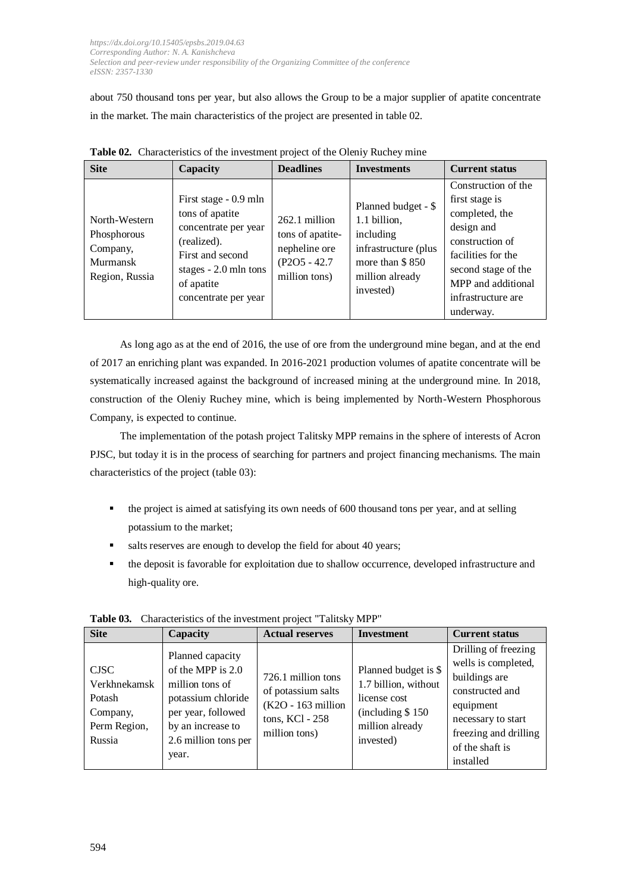about 750 thousand tons per year, but also allows the Group to be a major supplier of apatite concentrate in the market. The main characteristics of the project are presented in table 02.

**Table 02.** Characteristics of the investment project of the Oleniy Ruchey mine

| Site | Capacity | Deadlines | Investments | Current status |
|---|---|---|---|---|
| North-Western Phosphorous Company, Murmansk Region, Russia | First stage - 0.9 mln tons of apatite concentrate per year (realized). First and second stages - 2.0 mln tons of apatite concentrate per year | 262.1 million tons of apatite-nepheline ore ($P_2O_5$ - 42.7 million tons) | Planned budget - $ 1.1 billion, including infrastructure (plus more than $ 850 million already invested) | Construction of the first stage is completed, the design and construction of facilities for the second stage of the MPP and additional infrastructure are underway. |

As long ago as at the end of 2016, the use of ore from the underground mine began, and at the end of 2017 an enriching plant was expanded. In 2016-2021 production volumes of apatite concentrate will be systematically increased against the background of increased mining at the underground mine. In 2018, construction of the Oleniy Ruchey mine, which is being implemented by North-Western Phosphorous Company, is expected to continue.

The implementation of the potash project Talitsky MPP remains in the sphere of interests of Acron PJSC, but today it is in the process of searching for partners and project financing mechanisms. The main characteristics of the project (table 03):

- the project is aimed at satisfying its own needs of 600 thousand tons per year, and at selling potassium to the market;
- salts reserves are enough to develop the field for about 40 years;
- the deposit is favorable for exploitation due to shallow occurrence, developed infrastructure and high-quality ore.

**Table 03.** Characteristics of the investment project "Talitsky MPP"

| Site | Capacity | Actual reserves | Investment | Current status |
|---|---|---|---|---|
| CJSC Verkhnekamsk Potash Company, Perm Region, Russia | Planned capacity of the MPP is 2.0 million tons of potassium chloride per year, followed by an increase to 2.6 million tons per year. | 726.1 million tons of potassium salts ($K_2O$ - 163 million tons, KCl - 258 million tons) | Planned budget is $ 1.7 billion, without license cost (including $ 150 million already invested) | Drilling of freezing wells is completed, buildings are constructed and equipment necessary to start freezing and drilling of the shaft is installed |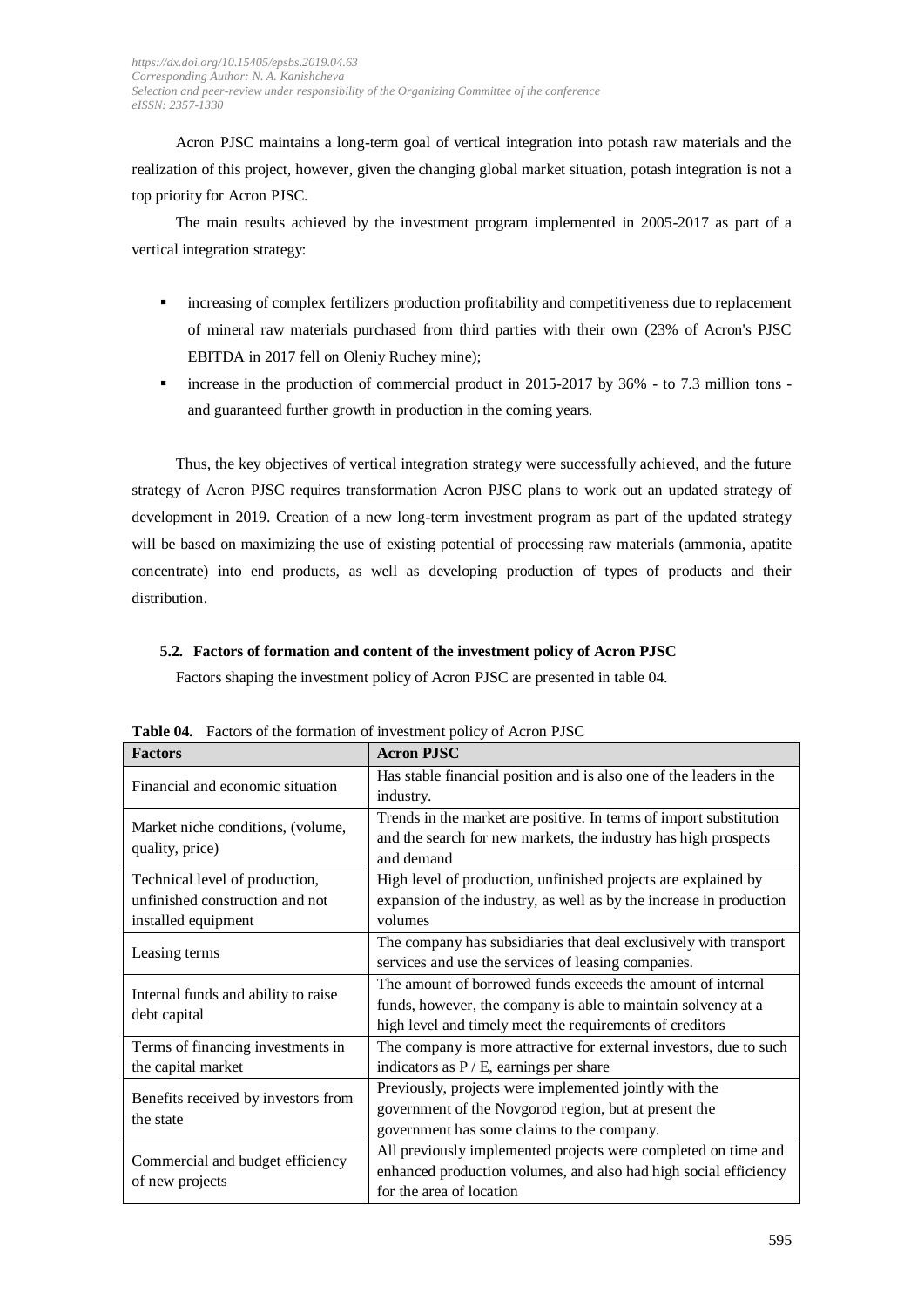Acron PJSC maintains a long-term goal of vertical integration into potash raw materials and the realization of this project, however, given the changing global market situation, potash integration is not a top priority for Acron PJSC.

The main results achieved by the investment program implemented in 2005-2017 as part of a vertical integration strategy:

- increasing of complex fertilizers production profitability and competitiveness due to replacement of mineral raw materials purchased from third parties with their own (23% of Acron's PJSC EBITDA in 2017 fell on Oleniy Ruchey mine);
- increase in the production of commercial product in 2015-2017 by 36% - to 7.3 million tons - and guaranteed further growth in production in the coming years.

Thus, the key objectives of vertical integration strategy were successfully achieved, and the future strategy of Acron PJSC requires transformation Acron PJSC plans to work out an updated strategy of development in 2019. Creation of a new long-term investment program as part of the updated strategy will be based on maximizing the use of existing potential of processing raw materials (ammonia, apatite concentrate) into end products, as well as developing production of types of products and their distribution.

### 5.2. Factors of formation and content of the investment policy of Acron PJSC

Factors shaping the investment policy of Acron PJSC are presented in table 04.

**Table 04.** Factors of the formation of investment policy of Acron PJSC

| Factors | Acron PJSC |
| --- | --- |
| Financial and economic situation | Has stable financial position and is also one of the leaders in the industry. |
| Market niche conditions, (volume, quality, price) | Trends in the market are positive. In terms of import substitution and the search for new markets, the industry has high prospects and demand |
| Technical level of production, unfinished construction and not installed equipment | High level of production, unfinished projects are explained by expansion of the industry, as well as by the increase in production volumes |
| Leasing terms | The company has subsidiaries that deal exclusively with transport services and use the services of leasing companies. |
| Internal funds and ability to raise debt capital | The amount of borrowed funds exceeds the amount of internal funds, however, the company is able to maintain solvency at a high level and timely meet the requirements of creditors |
| Terms of financing investments in the capital market | The company is more attractive for external investors, due to such indicators as P / E, earnings per share |
| Benefits received by investors from the state | Previously, projects were implemented jointly with the government of the Novgorod region, but at present the government has some claims to the company. |
| Commercial and budget efficiency of new projects | All previously implemented projects were completed on time and enhanced production volumes, and also had high social efficiency for the area of location |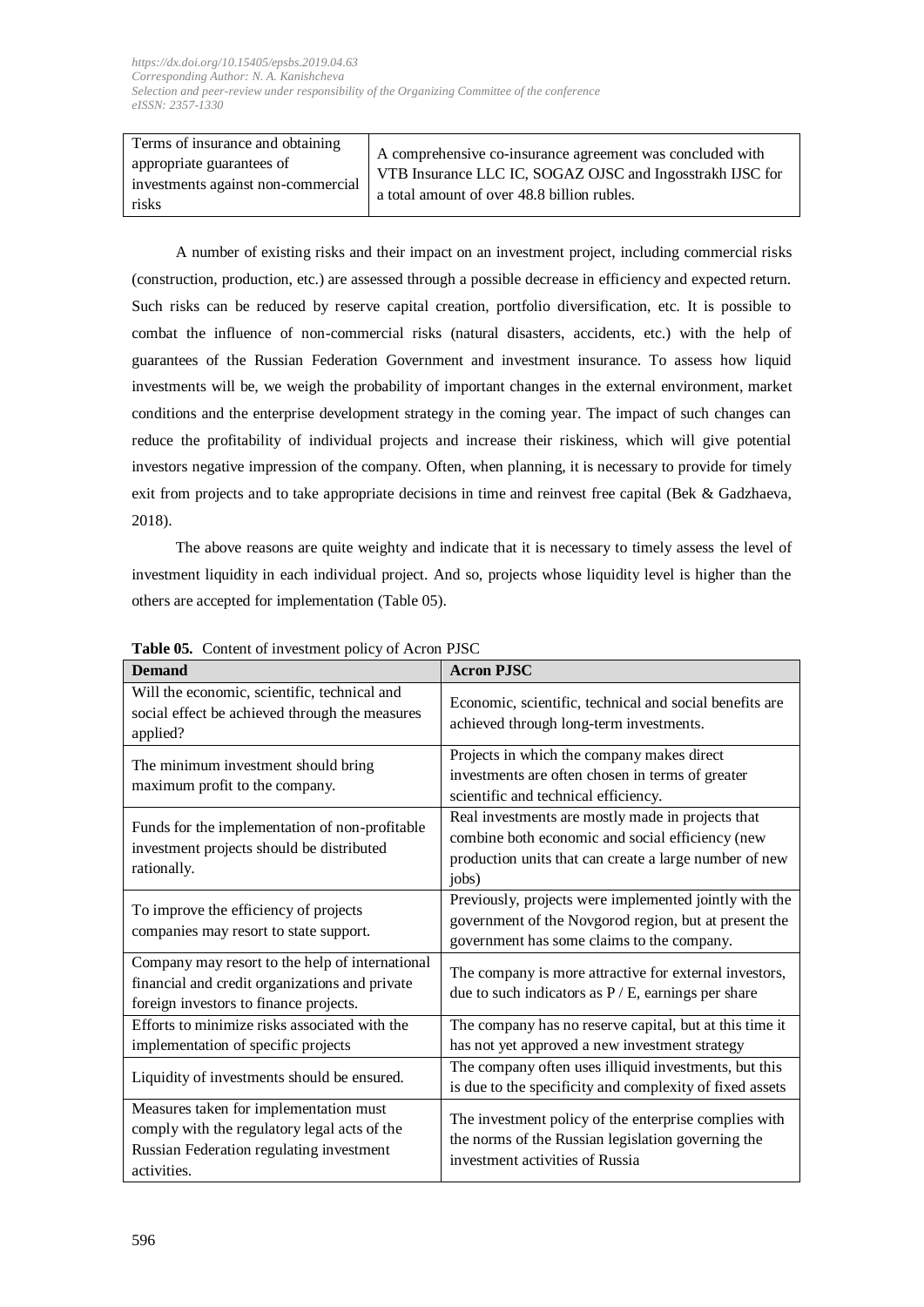| Terms of insurance and obtaining appropriate guarantees of investments against non-commercial risks | A comprehensive co-insurance agreement was concluded with VTB Insurance LLC IC, SOGAZ OJSC and Ingosstrakh IJSC for a total amount of over 48.8 billion rubles. |
|---|---|

A number of existing risks and their impact on an investment project, including commercial risks (construction, production, etc.) are assessed through a possible decrease in efficiency and expected return. Such risks can be reduced by reserve capital creation, portfolio diversification, etc. It is possible to combat the influence of non-commercial risks (natural disasters, accidents, etc.) with the help of guarantees of the Russian Federation Government and investment insurance. To assess how liquid investments will be, we weigh the probability of important changes in the external environment, market conditions and the enterprise development strategy in the coming year. The impact of such changes can reduce the profitability of individual projects and increase their riskiness, which will give potential investors negative impression of the company. Often, when planning, it is necessary to provide for timely exit from projects and to take appropriate decisions in time and reinvest free capital (Bek & Gadzhaeva, 2018).

The above reasons are quite weighty and indicate that it is necessary to timely assess the level of investment liquidity in each individual project. And so, projects whose liquidity level is higher than the others are accepted for implementation (Table 05).

**Table 05.** Content of investment policy of Acron PJSC

| **Demand** | **Acron PJSC** |
|---|---|
| Will the economic, scientific, technical and social effect be achieved through the measures applied? | Economic, scientific, technical and social benefits are achieved through long-term investments. |
| The minimum investment should bring maximum profit to the company. | Projects in which the company makes direct investments are often chosen in terms of greater scientific and technical efficiency. |
| Funds for the implementation of non-profitable investment projects should be distributed rationally. | Real investments are mostly made in projects that combine both economic and social efficiency (new production units that can create a large number of new jobs) |
| To improve the efficiency of projects companies may resort to state support. | Previously, projects were implemented jointly with the government of the Novgorod region, but at present the government has some claims to the company. |
| Company may resort to the help of international financial and credit organizations and private foreign investors to finance projects. | The company is more attractive for external investors, due to such indicators as P / E, earnings per share |
| Efforts to minimize risks associated with the implementation of specific projects | The company has no reserve capital, but at this time it has not yet approved a new investment strategy |
| Liquidity of investments should be ensured. | The company often uses illiquid investments, but this is due to the specificity and complexity of fixed assets |
| Measures taken for implementation must comply with the regulatory legal acts of the Russian Federation regulating investment activities. | The investment policy of the enterprise complies with the norms of the Russian legislation governing the investment activities of Russia |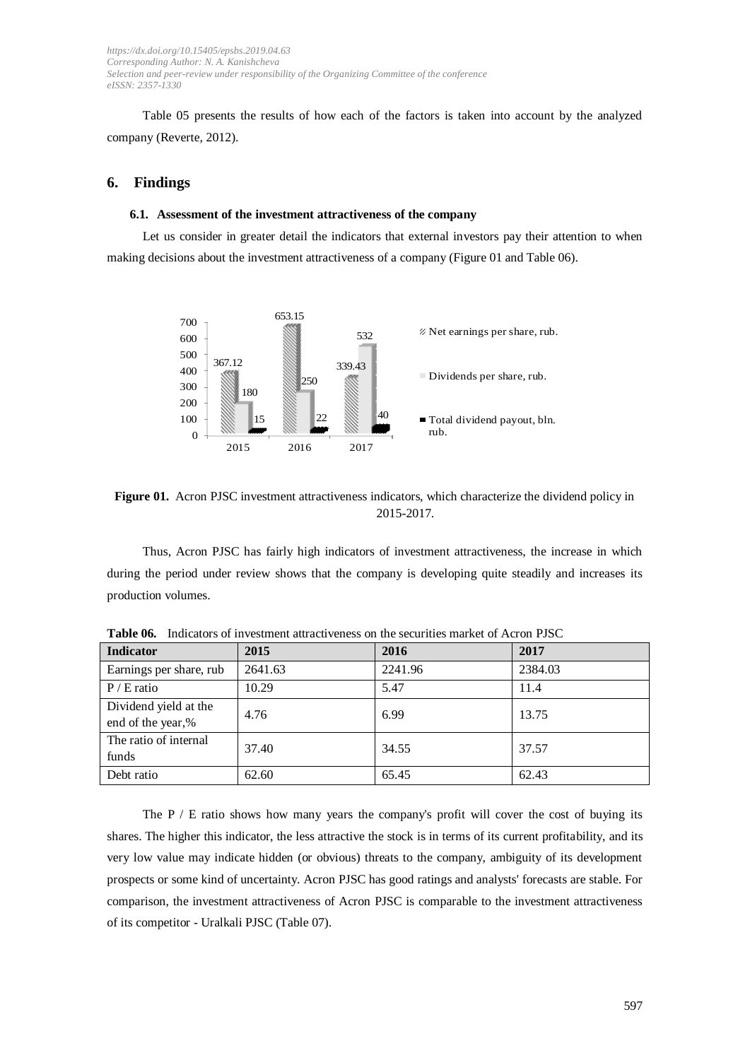Table 05 presents the results of how each of the factors is taken into account by the analyzed company (Reverte, 2012).

## 6. Findings

### 6.1. Assessment of the investment attractiveness of the company

Let us consider in greater detail the indicators that external investors pay their attention to when making decisions about the investment attractiveness of a company (Figure 01 and Table 06).

**Figure 01.** Acron PJSC investment attractiveness indicators, which characterize the dividend policy in 2015-2017.

Thus, Acron PJSC has fairly high indicators of investment attractiveness, the increase in which during the period under review shows that the company is developing quite steadily and increases its production volumes.

**Table 06.** Indicators of investment attractiveness on the securities market of Acron PJSC

| Indicator | 2015 | 2016 | 2017 |
|---|---|---|---|
| Earnings per share, rub | 2641.63 | 2241.96 | 2384.03 |
| P / E ratio | 10.29 | 5.47 | 11.4 |
| Dividend yield at the end of the year,% | 4.76 | 6.99 | 13.75 |
| The ratio of internal funds | 37.40 | 34.55 | 37.57 |
| Debt ratio | 62.60 | 65.45 | 62.43 |

The P / E ratio shows how many years the company's profit will cover the cost of buying its shares. The higher this indicator, the less attractive the stock is in terms of its current profitability, and its very low value may indicate hidden (or obvious) threats to the company, ambiguity of its development prospects or some kind of uncertainty. Acron PJSC has good ratings and analysts' forecasts are stable. For comparison, the investment attractiveness of Acron PJSC is comparable to the investment attractiveness of its competitor - Uralkali PJSC (Table 07).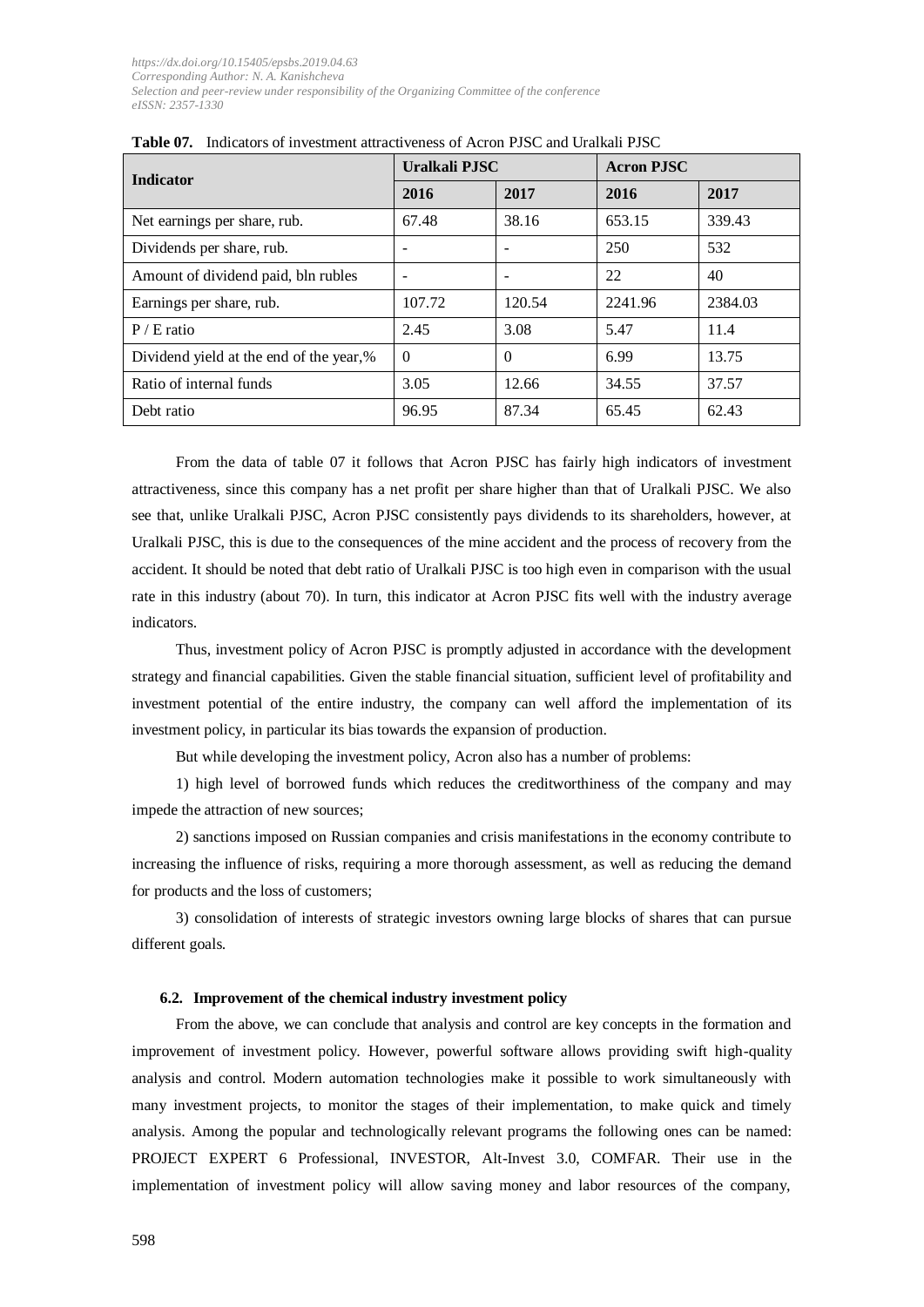**Table 07.** Indicators of investment attractiveness of Acron PJSC and Uralkali PJSC

| Indicator | Uralkali PJSC | | Acron PJSC | |
|---|---|---|---|---|
| | 2016 | 2017 | 2016 | 2017 |
| Net earnings per share, rub. | 67.48 | 38.16 | 653.15 | 339.43 |
| Dividends per share, rub. | - | - | 250 | 532 |
| Amount of dividend paid, bln rubles | - | - | 22 | 40 |
| Earnings per share, rub. | 107.72 | 120.54 | 2241.96 | 2384.03 |
| P / E ratio | 2.45 | 3.08 | 5.47 | 11.4 |
| Dividend yield at the end of the year,% | 0 | 0 | 6.99 | 13.75 |
| Ratio of internal funds | 3.05 | 12.66 | 34.55 | 37.57 |
| Debt ratio | 96.95 | 87.34 | 65.45 | 62.43 |

From the data of table 07 it follows that Acron PJSC has fairly high indicators of investment attractiveness, since this company has a net profit per share higher than that of Uralkali PJSC. We also see that, unlike Uralkali PJSC, Acron PJSC consistently pays dividends to its shareholders, however, at Uralkali PJSC, this is due to the consequences of the mine accident and the process of recovery from the accident. It should be noted that debt ratio of Uralkali PJSC is too high even in comparison with the usual rate in this industry (about 70). In turn, this indicator at Acron PJSC fits well with the industry average indicators.

Thus, investment policy of Acron PJSC is promptly adjusted in accordance with the development strategy and financial capabilities. Given the stable financial situation, sufficient level of profitability and investment potential of the entire industry, the company can well afford the implementation of its investment policy, in particular its bias towards the expansion of production.

But while developing the investment policy, Acron also has a number of problems:

1) high level of borrowed funds which reduces the creditworthiness of the company and may impede the attraction of new sources;

2) sanctions imposed on Russian companies and crisis manifestations in the economy contribute to increasing the influence of risks, requiring a more thorough assessment, as well as reducing the demand for products and the loss of customers;

3) consolidation of interests of strategic investors owning large blocks of shares that can pursue different goals.

### 6.2. Improvement of the chemical industry investment policy

From the above, we can conclude that analysis and control are key concepts in the formation and improvement of investment policy. However, powerful software allows providing swift high-quality analysis and control. Modern automation technologies make it possible to work simultaneously with many investment projects, to monitor the stages of their implementation, to make quick and timely analysis. Among the popular and technologically relevant programs the following ones can be named: PROJECT EXPERT 6 Professional, INVESTOR, Alt-Invest 3.0, COMFAR. Their use in the implementation of investment policy will allow saving money and labor resources of the company,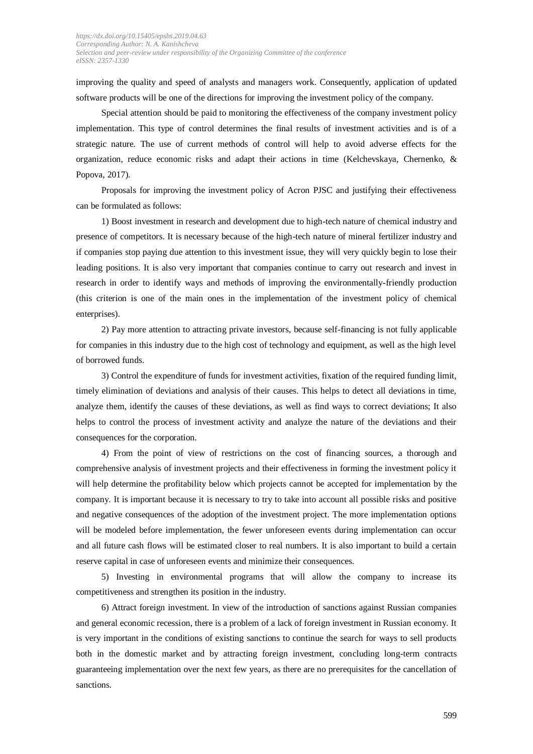improving the quality and speed of analysts and managers work. Consequently, application of updated software products will be one of the directions for improving the investment policy of the company.

Special attention should be paid to monitoring the effectiveness of the company investment policy implementation. This type of control determines the final results of investment activities and is of a strategic nature. The use of current methods of control will help to avoid adverse effects for the organization, reduce economic risks and adapt their actions in time (Kelchevskaya, Chernenko, & Popova, 2017).

Proposals for improving the investment policy of Acron PJSC and justifying their effectiveness can be formulated as follows:

1) Boost investment in research and development due to high-tech nature of chemical industry and presence of competitors. It is necessary because of the high-tech nature of mineral fertilizer industry and if companies stop paying due attention to this investment issue, they will very quickly begin to lose their leading positions. It is also very important that companies continue to carry out research and invest in research in order to identify ways and methods of improving the environmentally-friendly production (this criterion is one of the main ones in the implementation of the investment policy of chemical enterprises).

2) Pay more attention to attracting private investors, because self-financing is not fully applicable for companies in this industry due to the high cost of technology and equipment, as well as the high level of borrowed funds.

3) Control the expenditure of funds for investment activities, fixation of the required funding limit, timely elimination of deviations and analysis of their causes. This helps to detect all deviations in time, analyze them, identify the causes of these deviations, as well as find ways to correct deviations; It also helps to control the process of investment activity and analyze the nature of the deviations and their consequences for the corporation.

4) From the point of view of restrictions on the cost of financing sources, a thorough and comprehensive analysis of investment projects and their effectiveness in forming the investment policy it will help determine the profitability below which projects cannot be accepted for implementation by the company. It is important because it is necessary to try to take into account all possible risks and positive and negative consequences of the adoption of the investment project. The more implementation options will be modeled before implementation, the fewer unforeseen events during implementation can occur and all future cash flows will be estimated closer to real numbers. It is also important to build a certain reserve capital in case of unforeseen events and minimize their consequences.

5) Investing in environmental programs that will allow the company to increase its competitiveness and strengthen its position in the industry.

6) Attract foreign investment. In view of the introduction of sanctions against Russian companies and general economic recession, there is a problem of a lack of foreign investment in Russian economy. It is very important in the conditions of existing sanctions to continue the search for ways to sell products both in the domestic market and by attracting foreign investment, concluding long-term contracts guaranteeing implementation over the next few years, as there are no prerequisites for the cancellation of sanctions.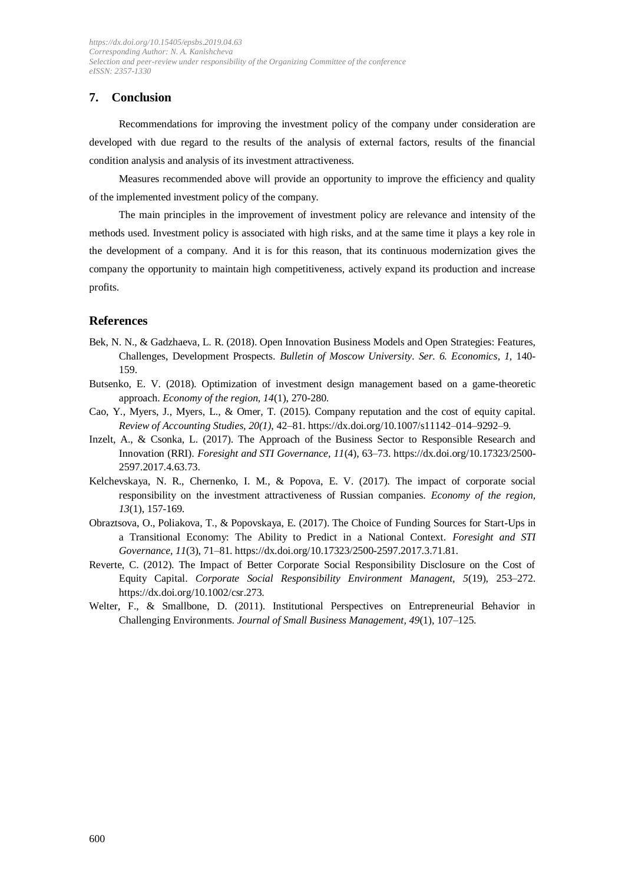## 7. Conclusion

Recommendations for improving the investment policy of the company under consideration are developed with due regard to the results of the analysis of external factors, results of the financial condition analysis and analysis of its investment attractiveness.

Measures recommended above will provide an opportunity to improve the efficiency and quality of the implemented investment policy of the company.

The main principles in the improvement of investment policy are relevance and intensity of the methods used. Investment policy is associated with high risks, and at the same time it plays a key role in the development of a company. And it is for this reason, that its continuous modernization gives the company the opportunity to maintain high competitiveness, actively expand its production and increase profits.

## References

Bek, N. N., & Gadzhaeva, L. R. (2018). Open Innovation Business Models and Open Strategies: Features, Challenges, Development Prospects. *Bulletin of Moscow University. Ser. 6. Economics, 1*, 140-159.

Butsenko, E. V. (2018). Optimization of investment design management based on a game-theoretic approach. *Economy of the region, 14*(1), 270-280.

Cao, Y., Myers, J., Myers, L., & Omer, T. (2015). Company reputation and the cost of equity capital. *Review of Accounting Studies, 20(1)*, 42–81. https://dx.doi.org/10.1007/s11142–014–9292–9.

Inzelt, A., & Csonka, L. (2017). The Approach of the Business Sector to Responsible Research and Innovation (RRI). *Foresight and STI Governance, 11*(4), 63–73. https://dx.doi.org/10.17323/2500-2597.2017.4.63.73.

Kelchevskaya, N. R., Chernenko, I. M., & Popova, E. V. (2017). The impact of corporate social responsibility on the investment attractiveness of Russian companies. *Economy of the region, 13*(1), 157-169.

Obraztsova, O., Poliakova, T., & Popovskaya, E. (2017). The Choice of Funding Sources for Start-Ups in a Transitional Economy: The Ability to Predict in a National Context. *Foresight and STI Governance, 11*(3), 71–81. https://dx.doi.org/10.17323/2500-2597.2017.3.71.81.

Reverte, C. (2012). The Impact of Better Corporate Social Responsibility Disclosure on the Cost of Equity Capital. *Corporate Social Responsibility Environment Managent, 5*(19), 253–272. https://dx.doi.org/10.1002/csr.273.

Welter, F., & Smallbone, D. (2011). Institutional Perspectives on Entrepreneurial Behavior in Challenging Environments. *Journal of Small Business Management, 49*(1), 107–125.